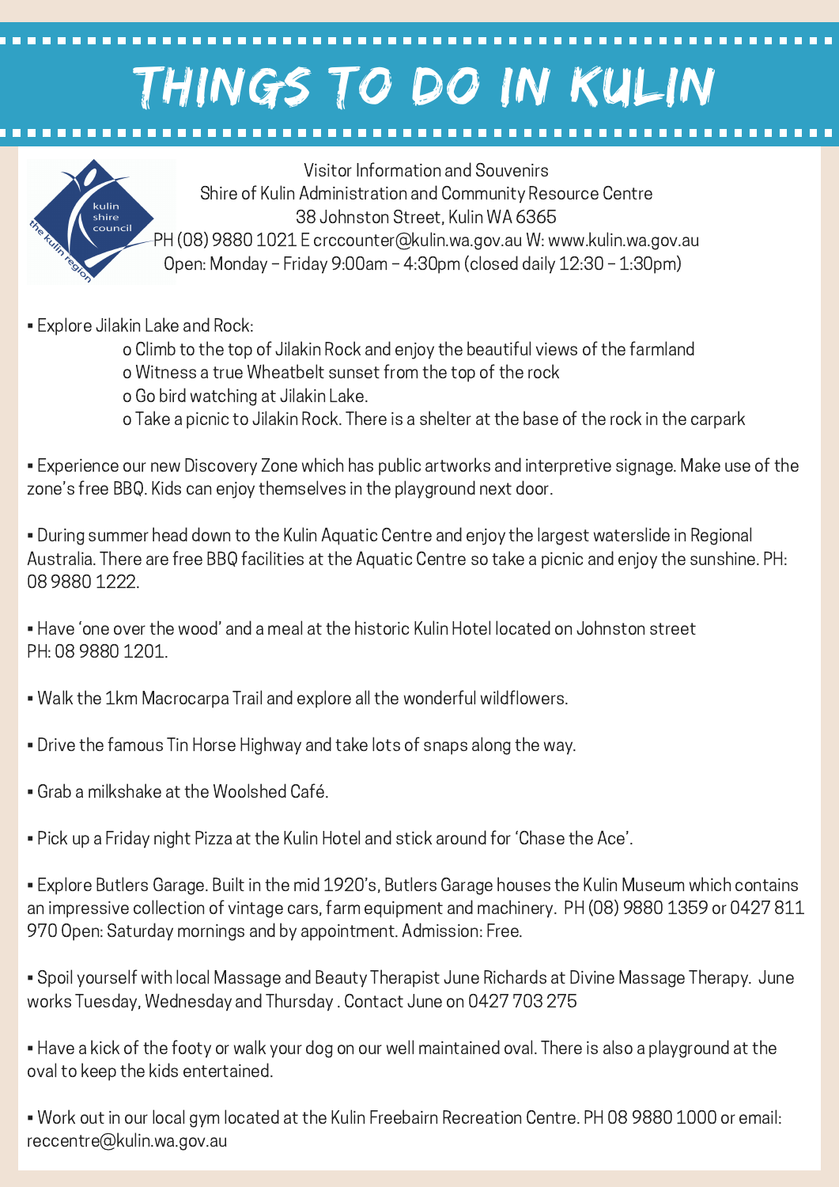# THINGS TO DO IN KULIN

Visitor Information and Souvenirs
Shire of Kulin Administration and Community Resource Centre
38 Johnston Street, Kulin WA 6365
PH (08) 9880 1021 E crccounter@kulin.wa.gov.au W: www.kulin.wa.gov.au
Open: Monday – Friday 9:00am – 4:30pm (closed daily 12:30 – 1:30pm)

- Explore Jilakin Lake and Rock:
  - Climb to the top of Jilakin Rock and enjoy the beautiful views of the farmland
  - Witness a true Wheatbelt sunset from the top of the rock
  - Go bird watching at Jilakin Lake.
  - Take a picnic to Jilakin Rock. There is a shelter at the base of the rock in the carpark

- Experience our new Discovery Zone which has public artworks and interpretive signage. Make use of the zone's free BBQ. Kids can enjoy themselves in the playground next door.

- During summer head down to the Kulin Aquatic Centre and enjoy the largest waterslide in Regional Australia. There are free BBQ facilities at the Aquatic Centre so take a picnic and enjoy the sunshine. PH: 08 9880 1222.

- Have 'one over the wood' and a meal at the historic Kulin Hotel located on Johnston street PH: 08 9880 1201.

- Walk the 1km Macrocarpa Trail and explore all the wonderful wildflowers.

- Drive the famous Tin Horse Highway and take lots of snaps along the way.

- Grab a milkshake at the Woolshed Café.

- Pick up a Friday night Pizza at the Kulin Hotel and stick around for 'Chase the Ace'.

- Explore Butlers Garage. Built in the mid 1920's, Butlers Garage houses the Kulin Museum which contains an impressive collection of vintage cars, farm equipment and machinery. PH (08) 9880 1359 or 0427 811 970 Open: Saturday mornings and by appointment. Admission: Free.

- Spoil yourself with local Massage and Beauty Therapist June Richards at Divine Massage Therapy. June works Tuesday, Wednesday and Thursday . Contact June on 0427 703 275

- Have a kick of the footy or walk your dog on our well maintained oval. There is also a playground at the oval to keep the kids entertained.

- Work out in our local gym located at the Kulin Freebairn Recreation Centre. PH 08 9880 1000 or email: reccentre@kulin.wa.gov.au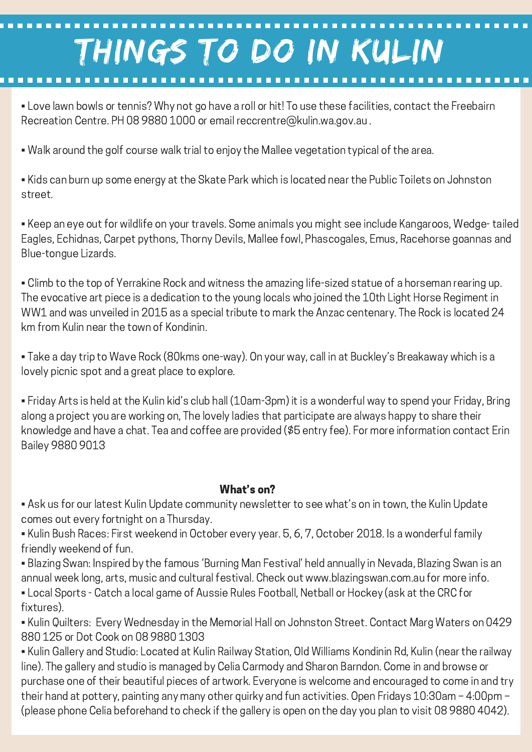# THINGS TO DO IN KULIN

- Love lawn bowls or tennis? Why not go have a roll or hit! To use these facilities, contact the Freebairn Recreation Centre. PH 08 9880 1000 or email reccrentre@kulin.wa.gov.au .

- Walk around the golf course walk trial to enjoy the Mallee vegetation typical of the area.

- Kids can burn up some energy at the Skate Park which is located near the Public Toilets on Johnston street.

- Keep an eye out for wildlife on your travels. Some animals you might see include Kangaroos, Wedge- tailed Eagles, Echidnas, Carpet pythons, Thorny Devils, Mallee fowl, Phascogales, Emus, Racehorse goannas and Blue-tongue Lizards.

- Climb to the top of Yerrakine Rock and witness the amazing life-sized statue of a horseman rearing up. The evocative art piece is a dedication to the young locals who joined the 10th Light Horse Regiment in WW1 and was unveiled in 2015 as a special tribute to mark the Anzac centenary. The Rock is located 24 km from Kulin near the town of Kondinin.

- Take a day trip to Wave Rock (80kms one-way). On your way, call in at Buckley's Breakaway which is a lovely picnic spot and a great place to explore.

- Friday Arts is held at the Kulin kid's club hall (10am-3pm) it is a wonderful way to spend your Friday, Bring along a project you are working on, The lovely ladies that participate are always happy to share their knowledge and have a chat. Tea and coffee are provided ($5 entry fee). For more information contact Erin Bailey 9880 9013

**What's on?**

- Ask us for our latest Kulin Update community newsletter to see what's on in town, the Kulin Update comes out every fortnight on a Thursday.
- Kulin Bush Races: First weekend in October every year. 5, 6, 7, October 2018. Is a wonderful family friendly weekend of fun.
- Blazing Swan: Inspired by the famous 'Burning Man Festival' held annually in Nevada, Blazing Swan is an annual week long, arts, music and cultural festival. Check out www.blazingswan.com.au for more info.
- Local Sports - Catch a local game of Aussie Rules Football, Netball or Hockey (ask at the CRC for fixtures).
- Kulin Quilters: Every Wednesday in the Memorial Hall on Johnston Street. Contact Marg Waters on 0429 880 125 or Dot Cook on 08 9880 1303
- Kulin Gallery and Studio: Located at Kulin Railway Station, Old Williams Kondinin Rd, Kulin (near the railway line). The gallery and studio is managed by Celia Carmody and Sharon Barndon. Come in and browse or purchase one of their beautiful pieces of artwork. Everyone is welcome and encouraged to come in and try their hand at pottery, painting any many other quirky and fun activities. Open Fridays 10:30am – 4:00pm – (please phone Celia beforehand to check if the gallery is open on the day you plan to visit 08 9880 4042).